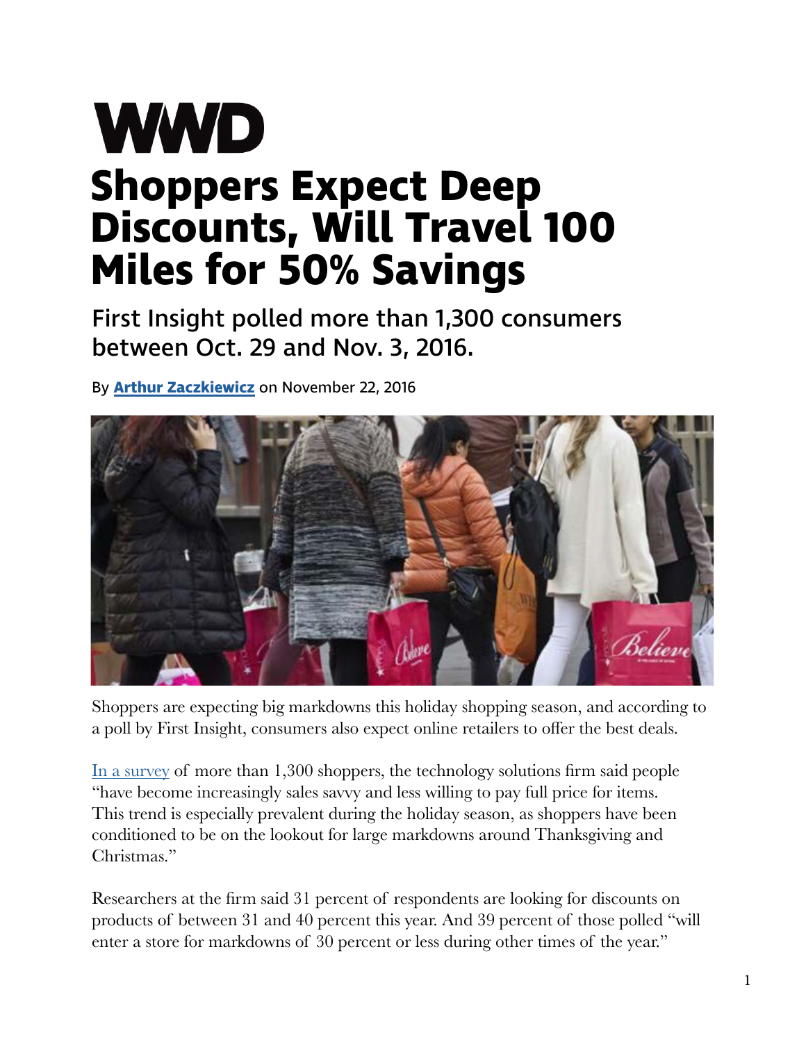# WWD

# Shoppers Expect Deep Discounts, Will Travel 100 Miles for 50% Savings

## First Insight polled more than 1,300 consumers between Oct. 29 and Nov. 3, 2016.

By **[Arthur Zaczkiewicz]** on November 22, 2016

Shoppers are expecting big markdowns this holiday shopping season, and according to a poll by First Insight, consumers also expect online retailers to offer the best deals.

[In a survey] of more than 1,300 shoppers, the technology solutions firm said people "have become increasingly sales savvy and less willing to pay full price for items. This trend is especially prevalent during the holiday season, as shoppers have been conditioned to be on the lookout for large markdowns around Thanksgiving and Christmas."

Researchers at the firm said 31 percent of respondents are looking for discounts on products of between 31 and 40 percent this year. And 39 percent of those polled "will enter a store for markdowns of 30 percent or less during other times of the year."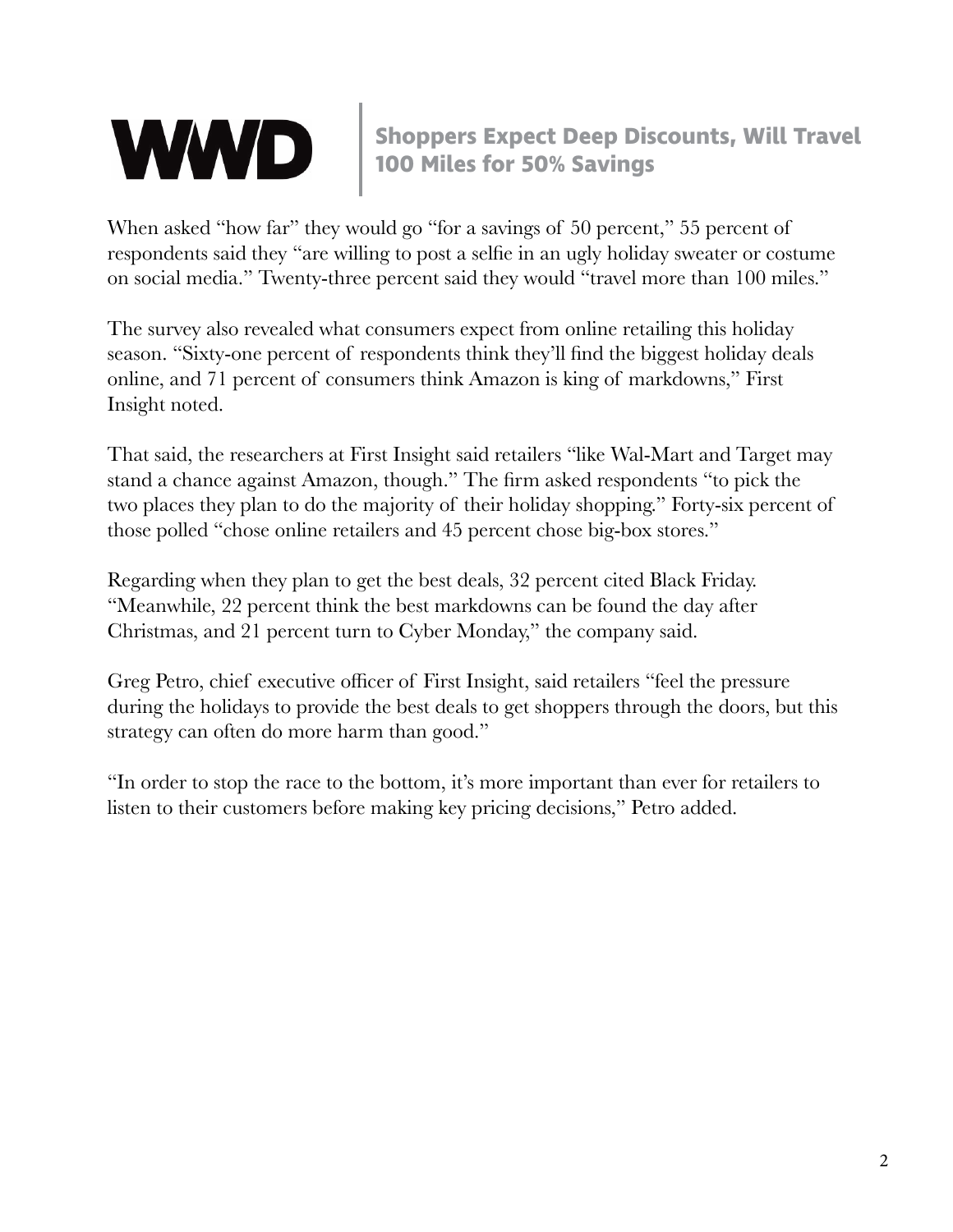When asked "how far" they would go "for a savings of 50 percent," 55 percent of respondents said they "are willing to post a selfie in an ugly holiday sweater or costume on social media." Twenty-three percent said they would "travel more than 100 miles."

The survey also revealed what consumers expect from online retailing this holiday season. "Sixty-one percent of respondents think they'll find the biggest holiday deals online, and 71 percent of consumers think Amazon is king of markdowns," First Insight noted.

That said, the researchers at First Insight said retailers "like Wal-Mart and Target may stand a chance against Amazon, though." The firm asked respondents "to pick the two places they plan to do the majority of their holiday shopping." Forty-six percent of those polled "chose online retailers and 45 percent chose big-box stores."

Regarding when they plan to get the best deals, 32 percent cited Black Friday. "Meanwhile, 22 percent think the best markdowns can be found the day after Christmas, and 21 percent turn to Cyber Monday," the company said.

Greg Petro, chief executive officer of First Insight, said retailers "feel the pressure during the holidays to provide the best deals to get shoppers through the doors, but this strategy can often do more harm than good."

"In order to stop the race to the bottom, it's more important than ever for retailers to listen to their customers before making key pricing decisions," Petro added.